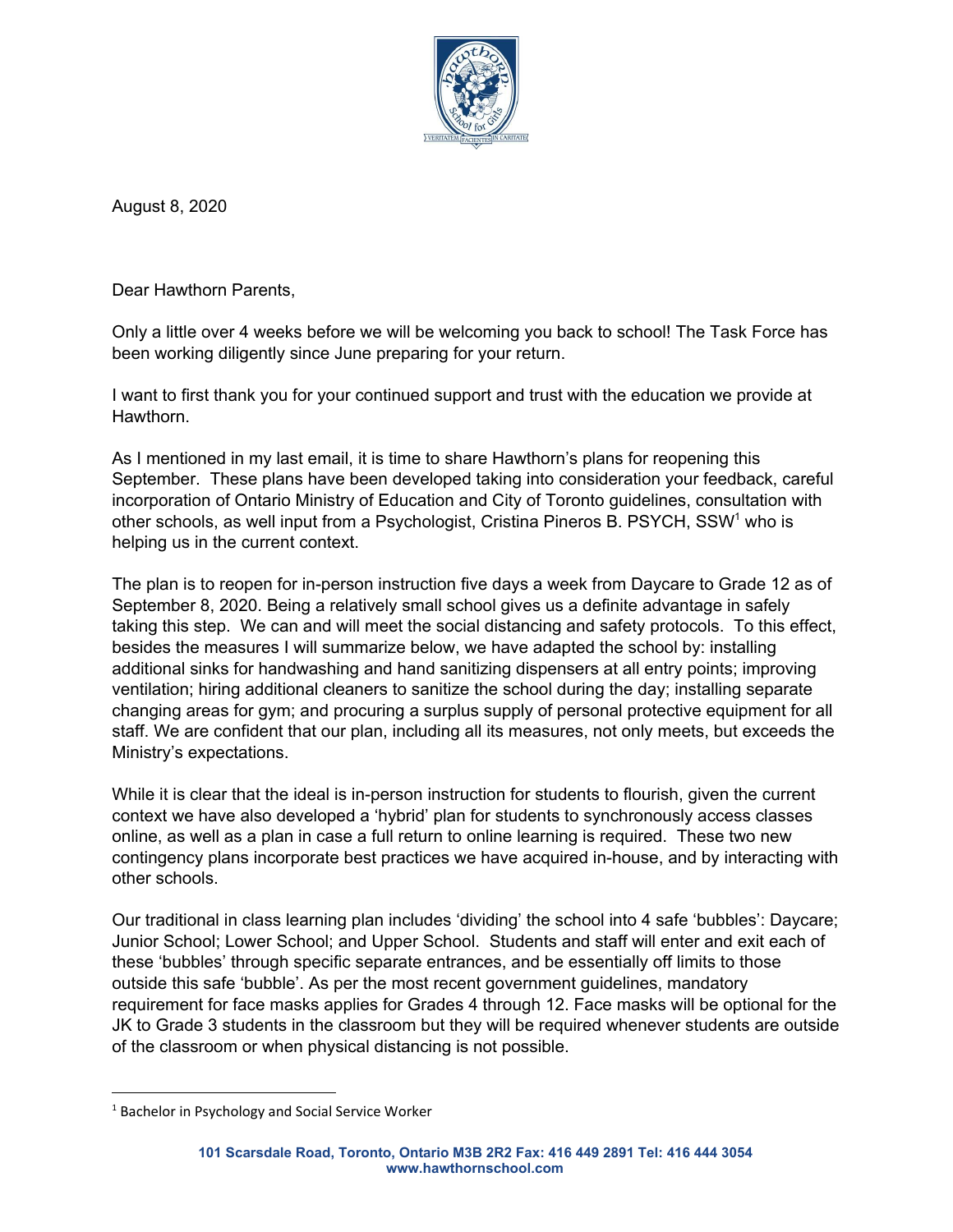August 8, 2020

Dear Hawthorn Parents,

Only a little over 4 weeks before we will be welcoming you back to school! The Task Force has been working diligently since June preparing for your return.

I want to first thank you for your continued support and trust with the education we provide at Hawthorn.

As I mentioned in my last email, it is time to share Hawthorn's plans for reopening this September. These plans have been developed taking into consideration your feedback, careful incorporation of Ontario Ministry of Education and City of Toronto guidelines, consultation with other schools, as well input from a Psychologist, Cristina Pineros B. PSYCH, SSW[1] who is helping us in the current context.

The plan is to reopen for in-person instruction five days a week from Daycare to Grade 12 as of September 8, 2020. Being a relatively small school gives us a definite advantage in safely taking this step. We can and will meet the social distancing and safety protocols. To this effect, besides the measures I will summarize below, we have adapted the school by: installing additional sinks for handwashing and hand sanitizing dispensers at all entry points; improving ventilation; hiring additional cleaners to sanitize the school during the day; installing separate changing areas for gym; and procuring a surplus supply of personal protective equipment for all staff. We are confident that our plan, including all its measures, not only meets, but exceeds the Ministry's expectations.

While it is clear that the ideal is in-person instruction for students to flourish, given the current context we have also developed a 'hybrid' plan for students to synchronously access classes online, as well as a plan in case a full return to online learning is required. These two new contingency plans incorporate best practices we have acquired in-house, and by interacting with other schools.

Our traditional in class learning plan includes 'dividing' the school into 4 safe 'bubbles': Daycare; Junior School; Lower School; and Upper School. Students and staff will enter and exit each of these 'bubbles' through specific separate entrances, and be essentially off limits to those outside this safe 'bubble'. As per the most recent government guidelines, mandatory requirement for face masks applies for Grades 4 through 12. Face masks will be optional for the JK to Grade 3 students in the classroom but they will be required whenever students are outside of the classroom or when physical distancing is not possible.

[1] Bachelor in Psychology and Social Service Worker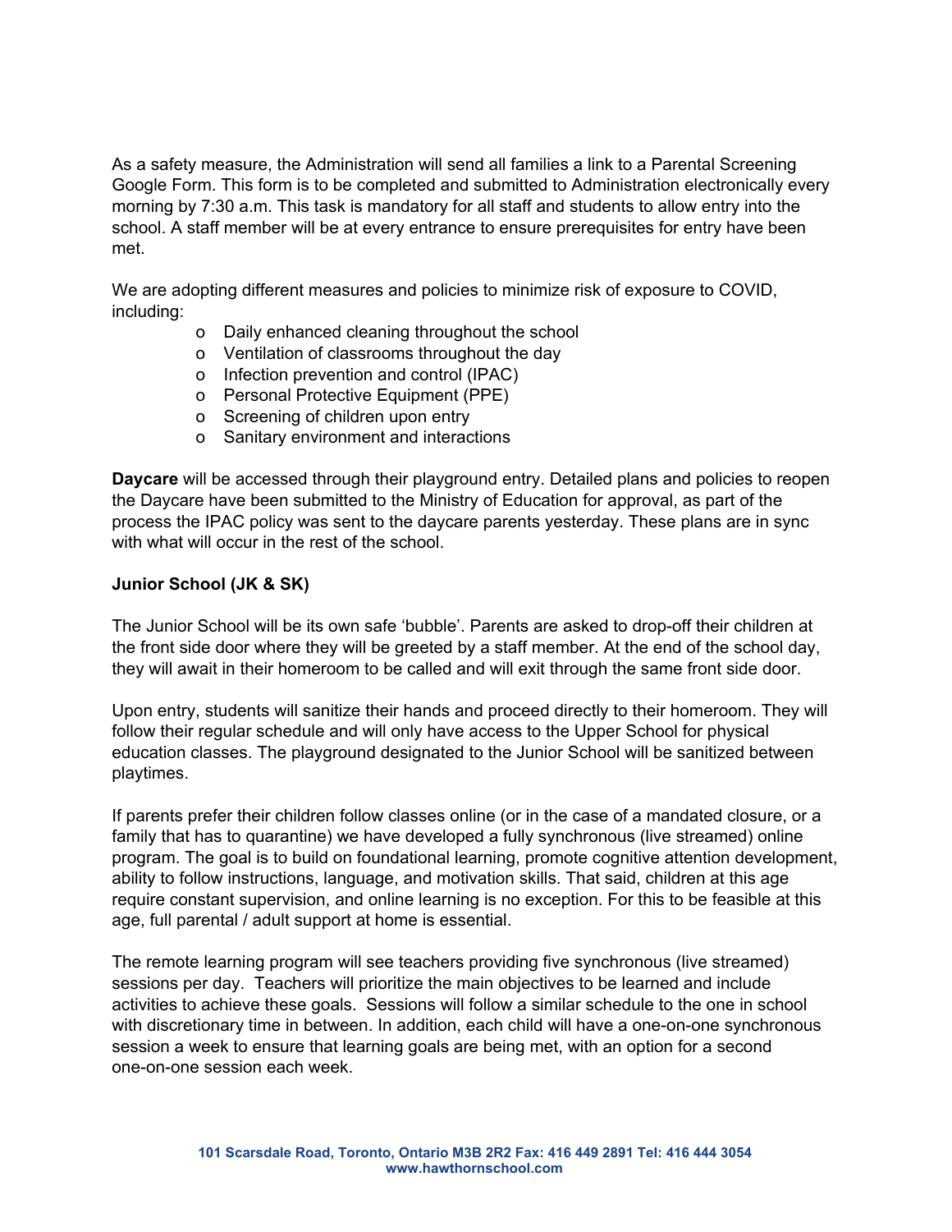As a safety measure, the Administration will send all families a link to a Parental Screening Google Form. This form is to be completed and submitted to Administration electronically every morning by 7:30 a.m. This task is mandatory for all staff and students to allow entry into the school. A staff member will be at every entrance to ensure prerequisites for entry have been met.

We are adopting different measures and policies to minimize risk of exposure to COVID, including:

- Daily enhanced cleaning throughout the school
- Ventilation of classrooms throughout the day
- Infection prevention and control (IPAC)
- Personal Protective Equipment (PPE)
- Screening of children upon entry
- Sanitary environment and interactions

**Daycare** will be accessed through their playground entry. Detailed plans and policies to reopen the Daycare have been submitted to the Ministry of Education for approval, as part of the process the IPAC policy was sent to the daycare parents yesterday. These plans are in sync with what will occur in the rest of the school.

**Junior School (JK & SK)**

The Junior School will be its own safe 'bubble'. Parents are asked to drop-off their children at the front side door where they will be greeted by a staff member. At the end of the school day, they will await in their homeroom to be called and will exit through the same front side door.

Upon entry, students will sanitize their hands and proceed directly to their homeroom. They will follow their regular schedule and will only have access to the Upper School for physical education classes. The playground designated to the Junior School will be sanitized between playtimes.

If parents prefer their children follow classes online (or in the case of a mandated closure, or a family that has to quarantine) we have developed a fully synchronous (live streamed) online program. The goal is to build on foundational learning, promote cognitive attention development, ability to follow instructions, language, and motivation skills. That said, children at this age require constant supervision, and online learning is no exception. For this to be feasible at this age, full parental / adult support at home is essential.

The remote learning program will see teachers providing five synchronous (live streamed) sessions per day. Teachers will prioritize the main objectives to be learned and include activities to achieve these goals. Sessions will follow a similar schedule to the one in school with discretionary time in between. In addition, each child will have a one-on-one synchronous session a week to ensure that learning goals are being met, with an option for a second one-on-one session each week.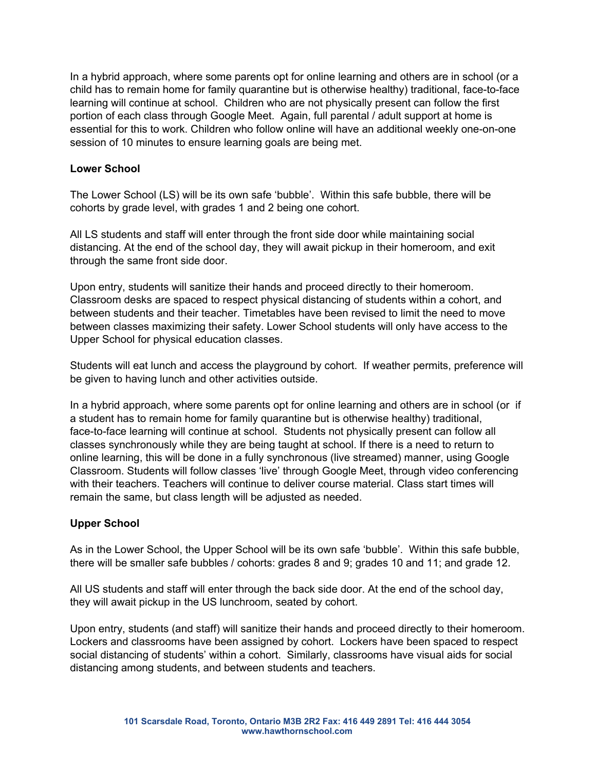In a hybrid approach, where some parents opt for online learning and others are in school (or a child has to remain home for family quarantine but is otherwise healthy) traditional, face-to-face learning will continue at school. Children who are not physically present can follow the first portion of each class through Google Meet. Again, full parental / adult support at home is essential for this to work. Children who follow online will have an additional weekly one-on-one session of 10 minutes to ensure learning goals are being met.

**Lower School**

The Lower School (LS) will be its own safe 'bubble'. Within this safe bubble, there will be cohorts by grade level, with grades 1 and 2 being one cohort.

All LS students and staff will enter through the front side door while maintaining social distancing. At the end of the school day, they will await pickup in their homeroom, and exit through the same front side door.

Upon entry, students will sanitize their hands and proceed directly to their homeroom. Classroom desks are spaced to respect physical distancing of students within a cohort, and between students and their teacher. Timetables have been revised to limit the need to move between classes maximizing their safety. Lower School students will only have access to the Upper School for physical education classes.

Students will eat lunch and access the playground by cohort. If weather permits, preference will be given to having lunch and other activities outside.

In a hybrid approach, where some parents opt for online learning and others are in school (or if a student has to remain home for family quarantine but is otherwise healthy) traditional, face-to-face learning will continue at school. Students not physically present can follow all classes synchronously while they are being taught at school. If there is a need to return to online learning, this will be done in a fully synchronous (live streamed) manner, using Google Classroom. Students will follow classes 'live' through Google Meet, through video conferencing with their teachers. Teachers will continue to deliver course material. Class start times will remain the same, but class length will be adjusted as needed.

**Upper School**

As in the Lower School, the Upper School will be its own safe 'bubble'. Within this safe bubble, there will be smaller safe bubbles / cohorts: grades 8 and 9; grades 10 and 11; and grade 12.

All US students and staff will enter through the back side door. At the end of the school day, they will await pickup in the US lunchroom, seated by cohort.

Upon entry, students (and staff) will sanitize their hands and proceed directly to their homeroom. Lockers and classrooms have been assigned by cohort. Lockers have been spaced to respect social distancing of students' within a cohort. Similarly, classrooms have visual aids for social distancing among students, and between students and teachers.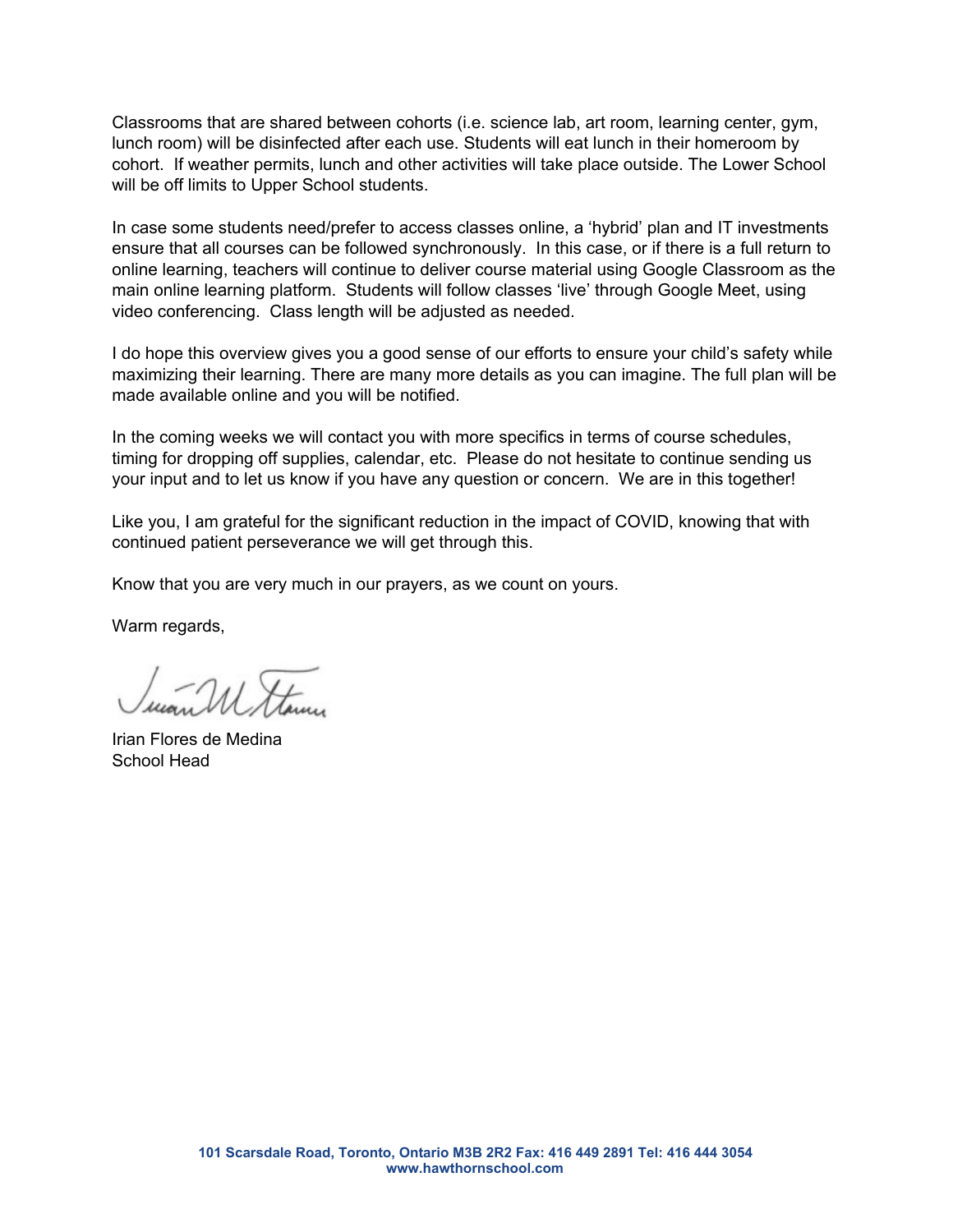Classrooms that are shared between cohorts (i.e. science lab, art room, learning center, gym, lunch room) will be disinfected after each use. Students will eat lunch in their homeroom by cohort. If weather permits, lunch and other activities will take place outside. The Lower School will be off limits to Upper School students.

In case some students need/prefer to access classes online, a 'hybrid' plan and IT investments ensure that all courses can be followed synchronously. In this case, or if there is a full return to online learning, teachers will continue to deliver course material using Google Classroom as the main online learning platform. Students will follow classes 'live' through Google Meet, using video conferencing. Class length will be adjusted as needed.

I do hope this overview gives you a good sense of our efforts to ensure your child's safety while maximizing their learning. There are many more details as you can imagine. The full plan will be made available online and you will be notified.

In the coming weeks we will contact you with more specifics in terms of course schedules, timing for dropping off supplies, calendar, etc. Please do not hesitate to continue sending us your input and to let us know if you have any question or concern. We are in this together!

Like you, I am grateful for the significant reduction in the impact of COVID, knowing that with continued patient perseverance we will get through this.

Know that you are very much in our prayers, as we count on yours.

Warm regards,

Irian Flores de Medina
School Head

**101 Scarsdale Road, Toronto, Ontario M3B 2R2 Fax: 416 449 2891 Tel: 416 444 3054**
**www.hawthornschool.com**